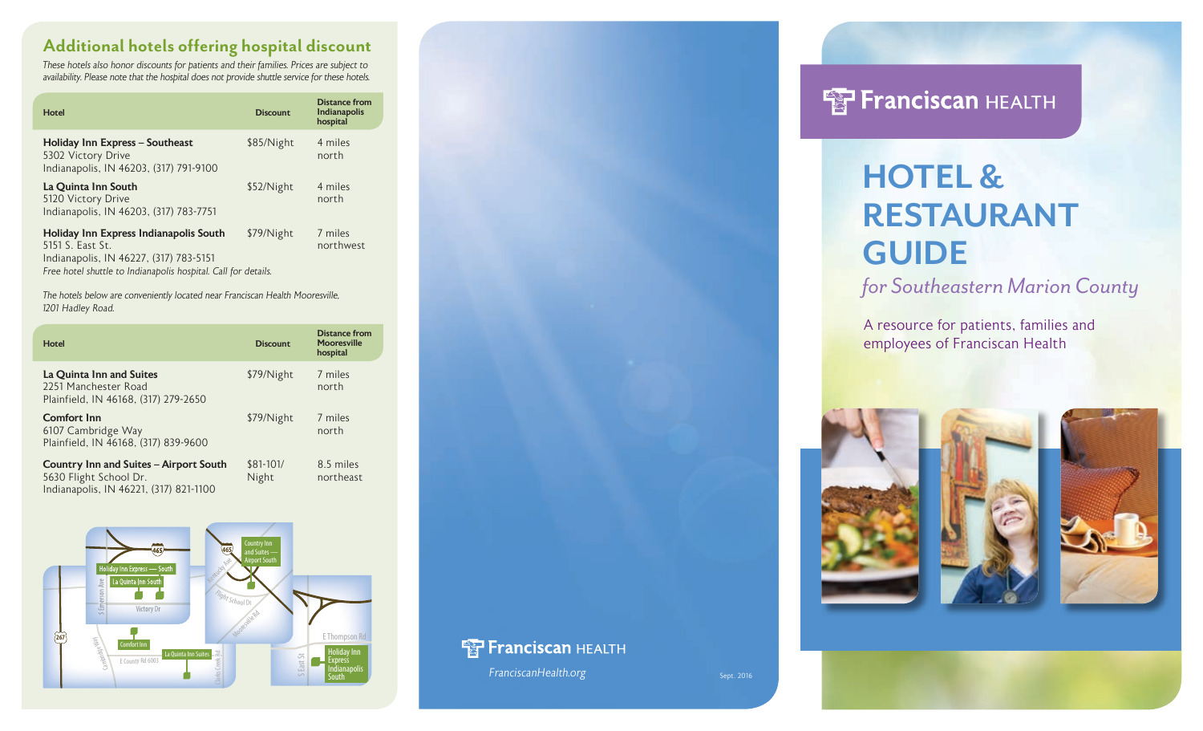## Additional hotels offering hospital discount

*These hotels also honor discounts for patients and their families. Prices are subject to availability. Please note that the hospital does not provide shuttle service for these hotels.*

| Hotel | Discount | Distance from Indianapolis hospital |
|---|---|---|
| **Holiday Inn Express – Southeast**<br>5302 Victory Drive<br>Indianapolis, IN 46203, (317) 791-9100 | $85/Night | 4 miles north |
| **La Quinta Inn South**<br>5120 Victory Drive<br>Indianapolis, IN 46203, (317) 783-7751 | $52/Night | 4 miles north |
| **Holiday Inn Express Indianapolis South**<br>5151 S. East St.<br>Indianapolis, IN 46227, (317) 783-5151<br>*Free hotel shuttle to Indianapolis hospital. Call for details.* | $79/Night | 7 miles northwest |

*The hotels below are conveniently located near Franciscan Health Mooresville, 1201 Hadley Road.*

| Hotel | Discount | Distance from Mooresville hospital |
|---|---|---|
| **La Quinta Inn and Suites**<br>2251 Manchester Road<br>Plainfield, IN 46168, (317) 279-2650 | $79/Night | 7 miles north |
| **Comfort Inn**<br>6107 Cambridge Way<br>Plainfield, IN 46168, (317) 839-9600 | $79/Night | 7 miles north |
| **Country Inn and Suites – Airport South**<br>5630 Flight School Dr.<br>Indianapolis, IN 46221, (317) 821-1100 | $81-101/ Night | 8.5 miles northeast |

Franciscan HEALTH

*FranciscanHealth.org*

Sept. 2016

Franciscan HEALTH

# HOTEL & RESTAURANT GUIDE

*for Southeastern Marion County*

A resource for patients, families and employees of Franciscan Health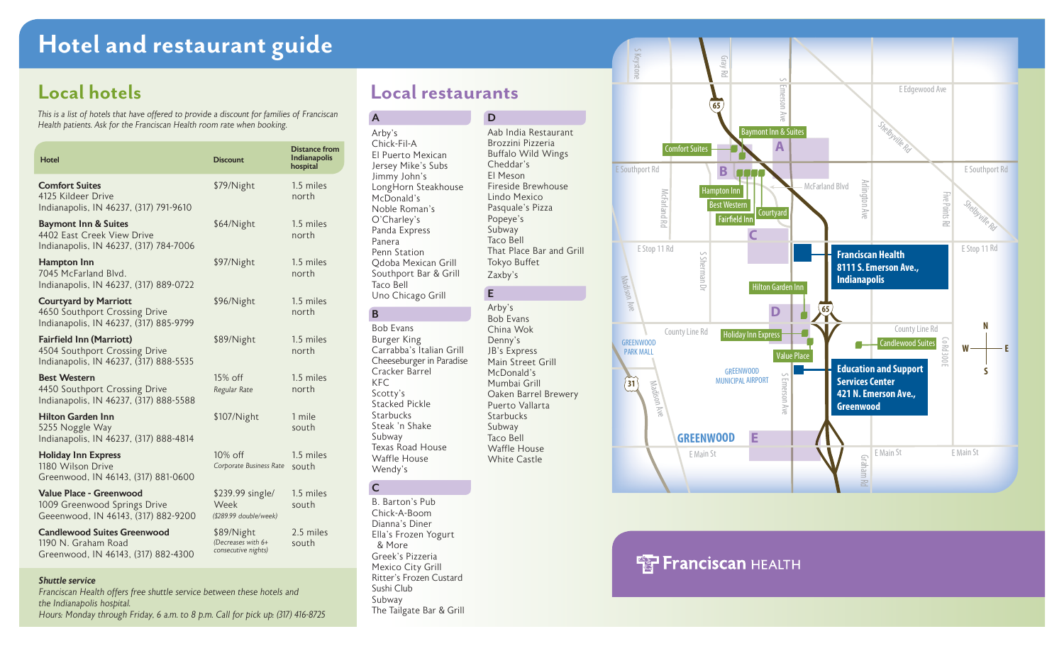# Hotel and restaurant guide

## Local hotels

*This is a list of hotels that have offered to provide a discount for families of Franciscan Health patients. Ask for the Franciscan Health room rate when booking.*

| Hotel | Discount | Distance from Indianapolis hospital |
|---|---|---|
| **Comfort Suites**<br>4125 Kildeer Drive<br>Indianapolis, IN 46237, (317) 791-9610 | $79/Night | 1.5 miles north |
| **Baymont Inn & Suites**<br>4402 East Creek View Drive<br>Indianapolis, IN 46237, (317) 784-7006 | $64/Night | 1.5 miles north |
| **Hampton Inn**<br>7045 McFarland Blvd.<br>Indianapolis, IN 46237, (317) 889-0722 | $97/Night | 1.5 miles north |
| **Courtyard by Marriott**<br>4650 Southport Crossing Drive<br>Indianapolis, IN 46237, (317) 885-9799 | $96/Night | 1.5 miles north |
| **Fairfield Inn (Marriott)**<br>4504 Southport Crossing Drive<br>Indianapolis, IN 46237, (317) 888-5535 | $89/Night | 1.5 miles north |
| **Best Western**<br>4450 Southport Crossing Drive<br>Indianapolis, IN 46237, (317) 888-5588 | 15% off<br>*Regular Rate* | 1.5 miles north |
| **Hilton Garden Inn**<br>5255 Noggle Way<br>Indianapolis, IN 46237, (317) 888-4814 | $107/Night | 1 mile south |
| **Holiday Inn Express**<br>1180 Wilson Drive<br>Greenwood, IN 46143, (317) 881-0600 | 10% off<br>*Corporate Business Rate* | 1.5 miles south |
| **Value Place - Greenwood**<br>1009 Greenwood Springs Drive<br>Geeenwood, IN 46143, (317) 882-9200 | $239.99 single/Week<br>*($289.99 double/week)* | 1.5 miles south |
| **Candlewood Suites Greenwood**<br>1190 N. Graham Road<br>Greenwood, IN 46143, (317) 882-4300 | $89/Night<br>*(Decreases with 6+ consecutive nights)* | 2.5 miles south |

***Shuttle service***

*Franciscan Health offers free shuttle service between these hotels and the Indianapolis hospital.*

*Hours: Monday through Friday, 6 a.m. to 8 p.m. Call for pick up: (317) 416-8725*

## Local restaurants

### A
Arby's
Chick-Fil-A
El Puerto Mexican
Jersey Mike's Subs
Jimmy John's
LongHorn Steakhouse
McDonald's
Noble Roman's
O'Charley's
Panda Express
Panera
Penn Station
Qdoba Mexican Grill
Southport Bar & Grill
Taco Bell
Uno Chicago Grill

### B
Bob Evans
Burger King
Carrabba's Italian Grill
Cheeseburger in Paradise
Cracker Barrel
KFC
Scotty's
Stacked Pickle
Starbucks
Steak 'n Shake
Subway
Texas Road House
Waffle House
Wendy's

### C
B. Barton's Pub
Chick-A-Boom
Dianna's Diner
Ella's Frozen Yogurt & More
Greek's Pizzeria
Mexico City Grill
Ritter's Frozen Custard
Sushi Club
Subway
The Tailgate Bar & Grill

### D
Aab India Restaurant
Brozzini Pizzeria
Buffalo Wild Wings
Cheddar's
El Meson
Fireside Brewhouse
Lindo Mexico
Pasquale's Pizza
Popeye's
Subway
Taco Bell
That Place Bar and Grill
Tokyo Buffet
Zaxby's

### E
Arby's
Bob Evans
China Wok
Denny's
JB's Express
Main Street Grill
McDonald's
Mumbai Grill
Oaken Barrel Brewery
Puerto Vallarta
Starbucks
Subway
Taco Bell
Waffle House
White Castle

S Keystone
Gray Rd
S Emerson Ave
E Edgewood Ave
Shelbyville Rd
65
Comfort Suites
Baymont Inn & Suites
A
E Southport Rd
B
McFarland Blvd
Hampton Inn
Best Western
Courtyard
Fairfield Inn
McFarland Rd
Arlington Ave
Five Points Rd
C
E Stop 11 Rd
S Sherman Dr
Franciscan Health
8111 S. Emerson Ave., Indianapolis
Madison Ave
Hilton Garden Inn
D
County Line Rd
Holiday Inn Express
Candlewood Suites
GREENWOOD PARK MALL
Value Place
Co Rd 300 E
N
W
E
S
31
GREENWOOD MUNICIPAL AIRPORT
Education and Support Services Center
421 N. Emerson Ave., Greenwood
GREENWOOD
E Main St
Graham Rd

Franciscan HEALTH